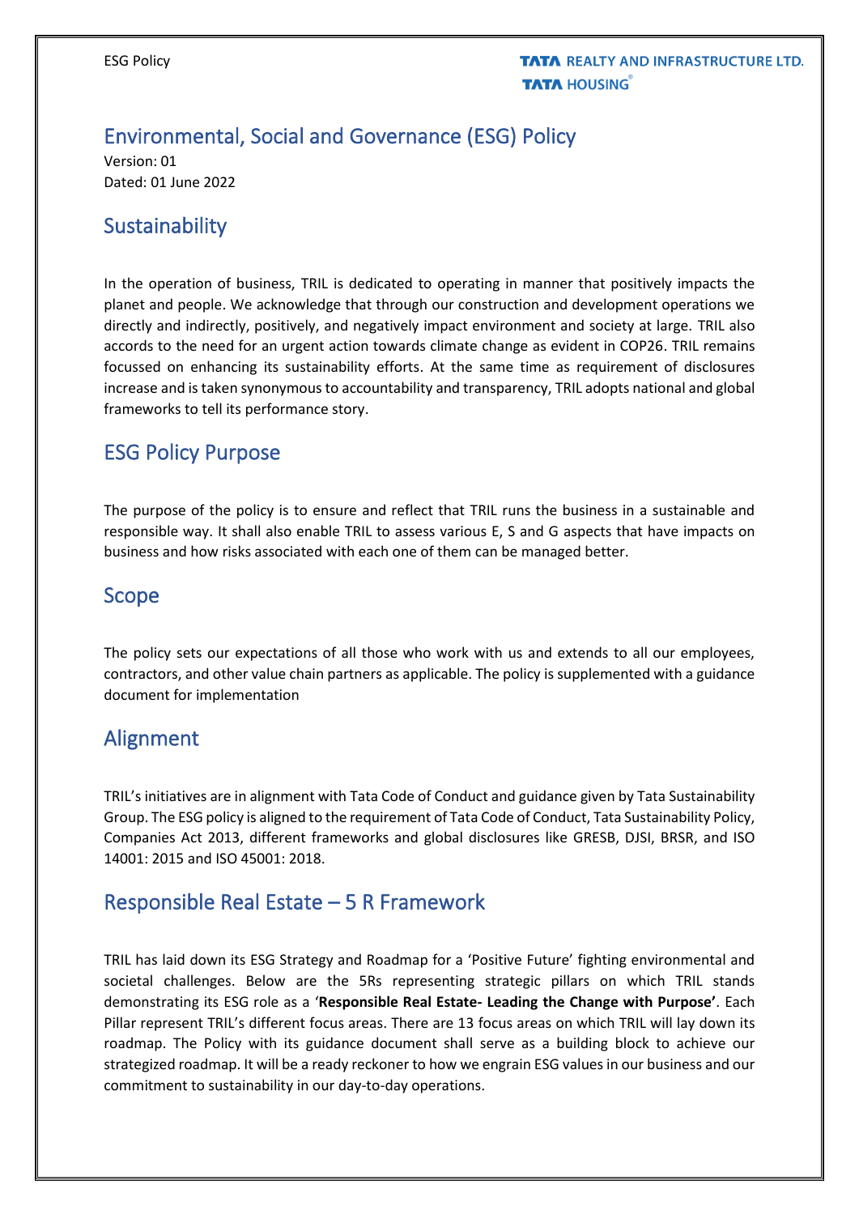# Environmental, Social and Governance (ESG) Policy

Version: 01
Dated: 01 June 2022

## Sustainability

In the operation of business, TRIL is dedicated to operating in manner that positively impacts the planet and people. We acknowledge that through our construction and development operations we directly and indirectly, positively, and negatively impact environment and society at large. TRIL also accords to the need for an urgent action towards climate change as evident in COP26. TRIL remains focussed on enhancing its sustainability efforts. At the same time as requirement of disclosures increase and is taken synonymous to accountability and transparency, TRIL adopts national and global frameworks to tell its performance story.

## ESG Policy Purpose

The purpose of the policy is to ensure and reflect that TRIL runs the business in a sustainable and responsible way. It shall also enable TRIL to assess various E, S and G aspects that have impacts on business and how risks associated with each one of them can be managed better.

## Scope

The policy sets our expectations of all those who work with us and extends to all our employees, contractors, and other value chain partners as applicable. The policy is supplemented with a guidance document for implementation

## Alignment

TRIL's initiatives are in alignment with Tata Code of Conduct and guidance given by Tata Sustainability Group. The ESG policy is aligned to the requirement of Tata Code of Conduct, Tata Sustainability Policy, Companies Act 2013, different frameworks and global disclosures like GRESB, DJSI, BRSR, and ISO 14001: 2015 and ISO 45001: 2018.

## Responsible Real Estate – 5 R Framework

TRIL has laid down its ESG Strategy and Roadmap for a 'Positive Future' fighting environmental and societal challenges. Below are the 5Rs representing strategic pillars on which TRIL stands demonstrating its ESG role as a '**Responsible Real Estate- Leading the Change with Purpose'**. Each Pillar represent TRIL's different focus areas. There are 13 focus areas on which TRIL will lay down its roadmap. The Policy with its guidance document shall serve as a building block to achieve our strategized roadmap. It will be a ready reckoner to how we engrain ESG values in our business and our commitment to sustainability in our day-to-day operations.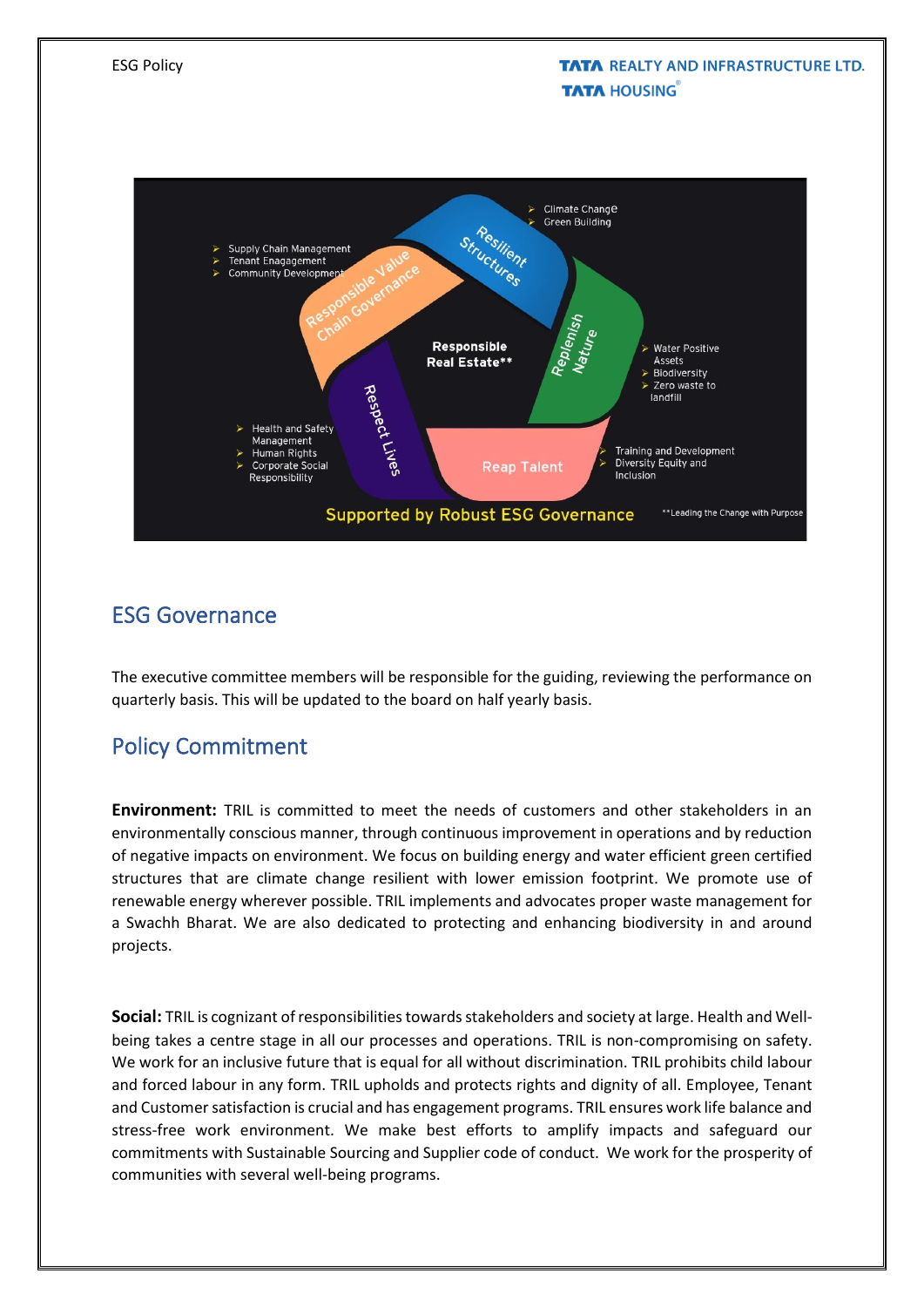Resilient Structures
- Climate Change
- Green Building

Replenish Nature
- Water Positive Assets
- Biodiversity
- Zero waste to landfill

Reap Talent
- Training and Development
- Diversity Equity and Inclusion

Respect Lives
- Health and Safety Management
- Human Rights
- Corporate Social Responsibility

Responsible Value Chain Governance
- Supply Chain Management
- Tenant Enagagement
- Community Development

Responsible Real Estate**

Supported by Robust ESG Governance

**Leading the Change with Purpose

## ESG Governance

The executive committee members will be responsible for the guiding, reviewing the performance on quarterly basis. This will be updated to the board on half yearly basis.

## Policy Commitment

**Environment:** TRIL is committed to meet the needs of customers and other stakeholders in an environmentally conscious manner, through continuous improvement in operations and by reduction of negative impacts on environment. We focus on building energy and water efficient green certified structures that are climate change resilient with lower emission footprint. We promote use of renewable energy wherever possible. TRIL implements and advocates proper waste management for a Swachh Bharat. We are also dedicated to protecting and enhancing biodiversity in and around projects.

**Social:** TRIL is cognizant of responsibilities towards stakeholders and society at large. Health and Well-being takes a centre stage in all our processes and operations. TRIL is non-compromising on safety. We work for an inclusive future that is equal for all without discrimination. TRIL prohibits child labour and forced labour in any form. TRIL upholds and protects rights and dignity of all. Employee, Tenant and Customer satisfaction is crucial and has engagement programs. TRIL ensures work life balance and stress-free work environment. We make best efforts to amplify impacts and safeguard our commitments with Sustainable Sourcing and Supplier code of conduct. We work for the prosperity of communities with several well-being programs.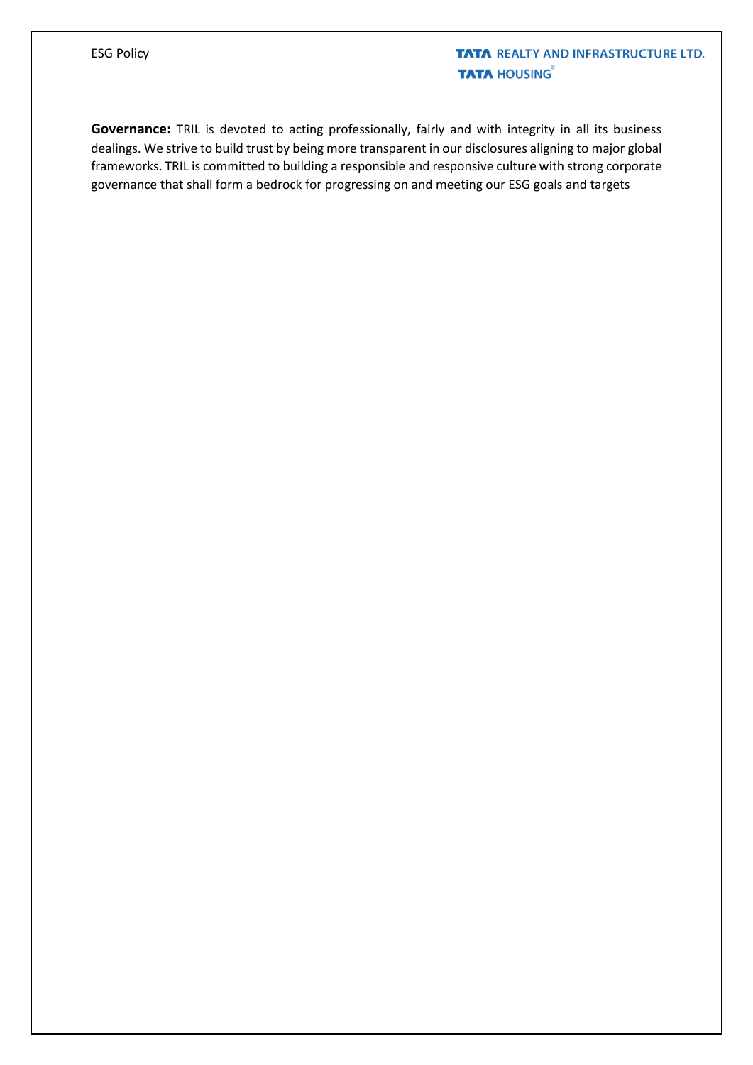**Governance:** TRIL is devoted to acting professionally, fairly and with integrity in all its business dealings. We strive to build trust by being more transparent in our disclosures aligning to major global frameworks. TRIL is committed to building a responsible and responsive culture with strong corporate governance that shall form a bedrock for progressing on and meeting our ESG goals and targets